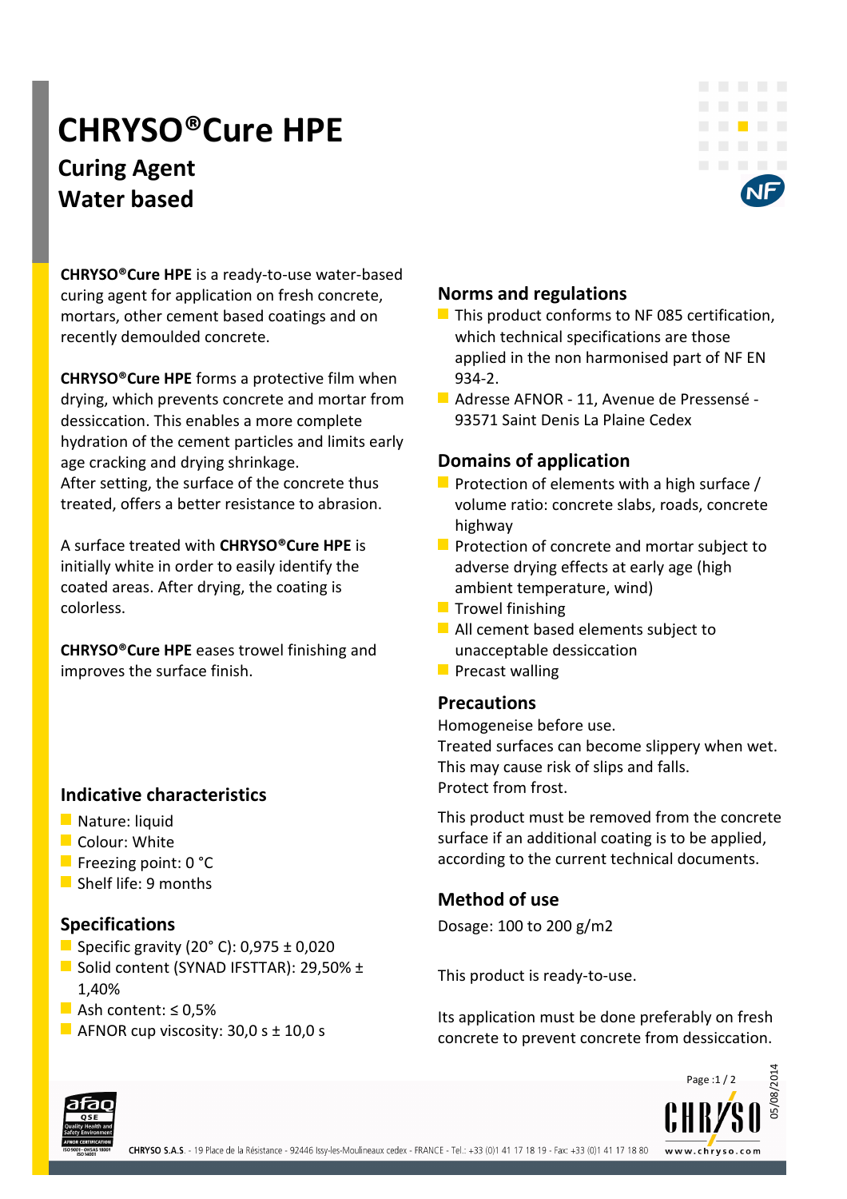# CHRYSO®Cure HPE

## Curing Agent
## Water based

**CHRYSO®Cure HPE** is a ready-to-use water-based curing agent for application on fresh concrete, mortars, other cement based coatings and on recently demoulded concrete.

**CHRYSO®Cure HPE** forms a protective film when drying, which prevents concrete and mortar from dessiccation. This enables a more complete hydration of the cement particles and limits early age cracking and drying shrinkage.
After setting, the surface of the concrete thus treated, offers a better resistance to abrasion.

A surface treated with **CHRYSO®Cure HPE** is initially white in order to easily identify the coated areas. After drying, the coating is colorless.

**CHRYSO®Cure HPE** eases trowel finishing and improves the surface finish.

## Indicative characteristics

- Nature: liquid
- Colour: White
- Freezing point: 0 °C
- Shelf life: 9 months

## Specifications

- Specific gravity (20° C): 0,975 ± 0,020
- Solid content (SYNAD IFSTTAR): 29,50% ± 1,40%
- Ash content: ≤ 0,5%
- AFNOR cup viscosity: 30,0 s ± 10,0 s

## Norms and regulations

- This product conforms to NF 085 certification, which technical specifications are those applied in the non harmonised part of NF EN 934-2.
- Adresse AFNOR - 11, Avenue de Pressensé - 93571 Saint Denis La Plaine Cedex

## Domains of application

- Protection of elements with a high surface / volume ratio: concrete slabs, roads, concrete highway
- Protection of concrete and mortar subject to adverse drying effects at early age (high ambient temperature, wind)
- Trowel finishing
- All cement based elements subject to unacceptable dessiccation
- Precast walling

## Precautions

Homogeneise before use.
Treated surfaces can become slippery when wet. This may cause risk of slips and falls.
Protect from frost.

This product must be removed from the concrete surface if an additional coating is to be applied, according to the current technical documents.

## Method of use

Dosage: 100 to 200 g/m2

This product is ready-to-use.

Its application must be done preferably on fresh concrete to prevent concrete from dessiccation.

CHRYSO S.A.S. - 19 Place de la Résistance - 92446 Issy-les-Moulineaux cedex - FRANCE - Tel.: +33 (0)1 41 17 18 19 - Fax: +33 (0)1 41 17 18 80 www.chryso.com

05/08/2014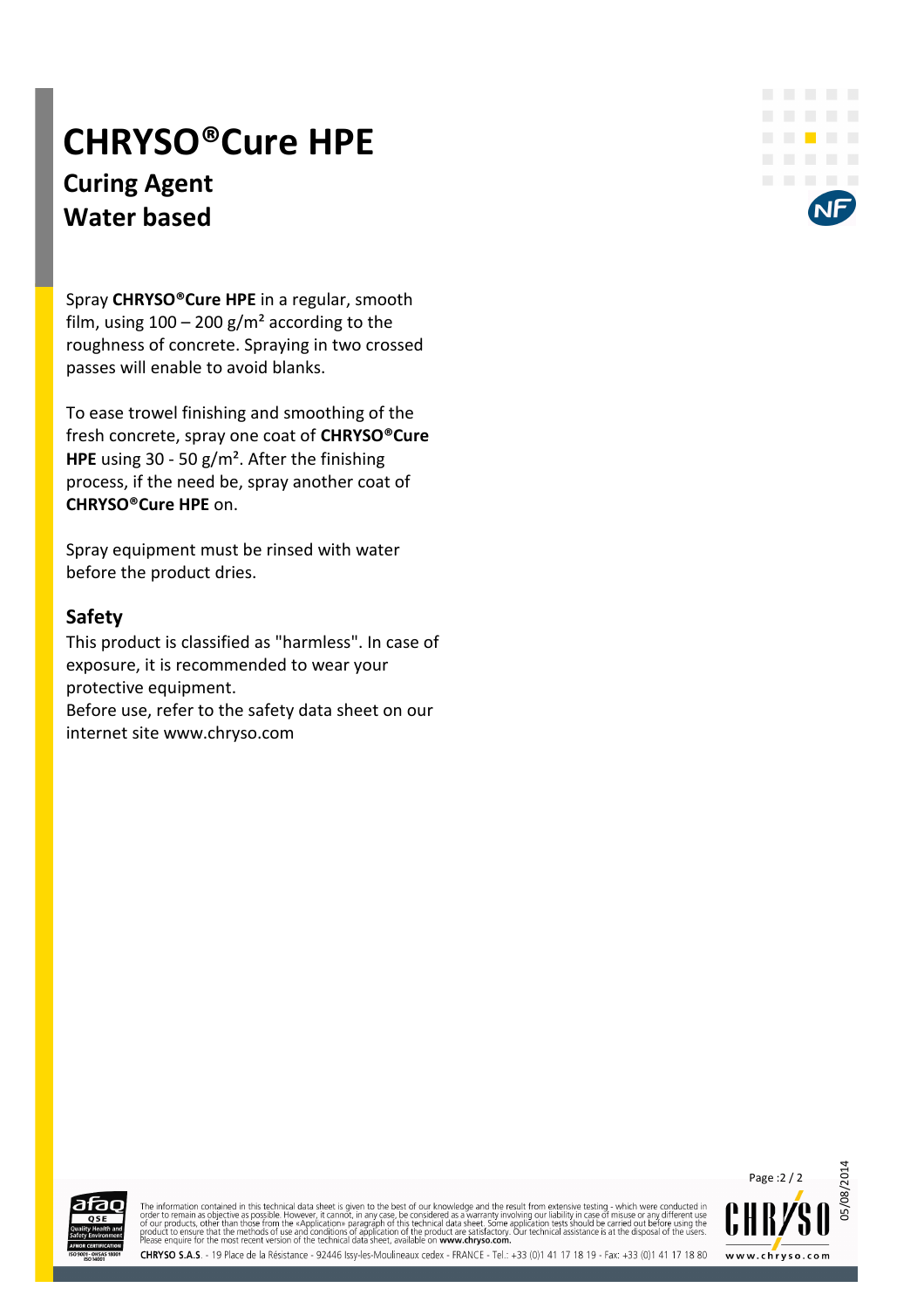# CHRYSO®Cure HPE

## Curing Agent
## Water based

Spray **CHRYSO®Cure HPE** in a regular, smooth film, using 100 – 200 g/m² according to the roughness of concrete. Spraying in two crossed passes will enable to avoid blanks.

To ease trowel finishing and smoothing of the fresh concrete, spray one coat of **CHRYSO®Cure HPE** using 30 - 50 g/m². After the finishing process, if the need be, spray another coat of **CHRYSO®Cure HPE** on.

Spray equipment must be rinsed with water before the product dries.

### Safety

This product is classified as "harmless". In case of exposure, it is recommended to wear your protective equipment.
Before use, refer to the safety data sheet on our internet site www.chryso.com

The information contained in this technical data sheet is given to the best of our knowledge and the result from extensive testing - which were conducted in order to remain as objective as possible. However, it cannot, in any case, be considered as a warranty involving our liability in case of misuse or any different use of our products, other than those from the «Application» paragraph of this technical data sheet. Some application tests should be carried out before using the product to ensure that the methods of use and conditions of application of the product are satisfactory. Our technical assistance is at the disposal of the users. Please enquire for the most recent version of the technical data sheet, available on **www.chryso.com**.

CHRYSO S.A.S. - 19 Place de la Résistance - 92446 Issy-les-Moulineaux cedex - FRANCE - Tel.: +33 (0)1 41 17 18 19 - Fax: +33 (0)1 41 17 18 80

05/08/2014